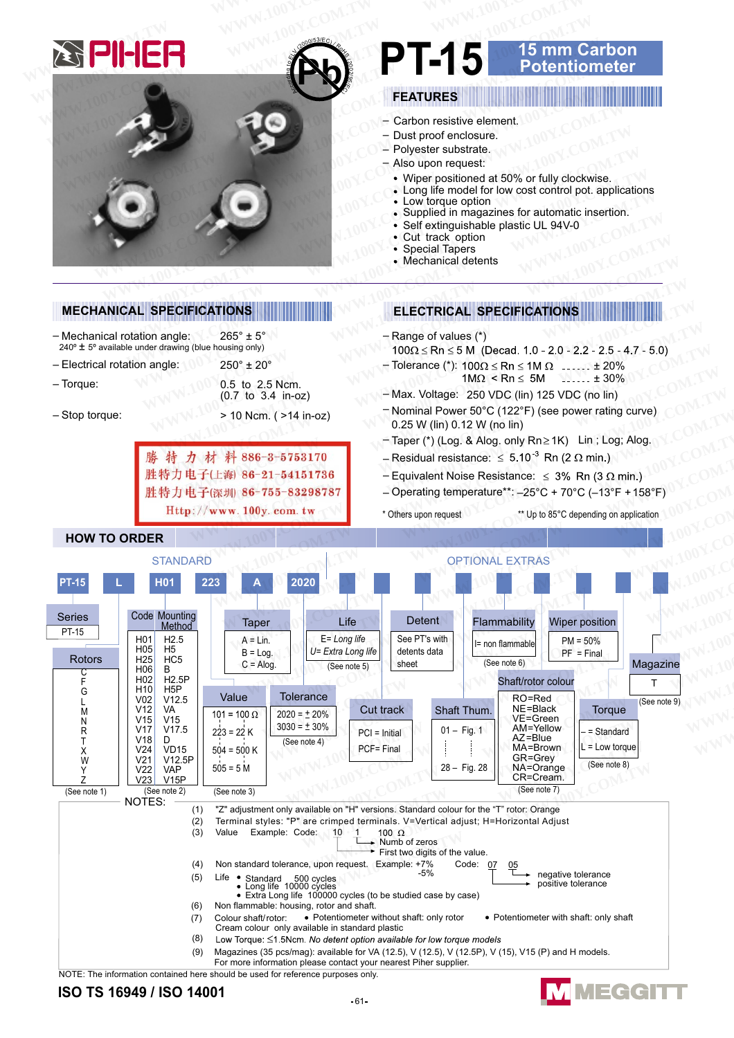# PIHER

# PT-15 15 mm Carbon Potentiometer

## FEATURES

- Carbon resistive element.
- Dust proof enclosure.
- Polyester substrate.
- Also upon request:
  - Wiper positioned at 50% or fully clockwise.
  - Long life model for low cost control pot. applications
  - Low torque option
  - Supplied in magazines for automatic insertion.
  - Self extinguishable plastic UL 94V-0
  - Cut track option
  - Special Tapers
  - Mechanical detents

## MECHANICAL SPECIFICATIONS

- Mechanical rotation angle: 265° ± 5°
  240° ± 5° available under drawing (blue housing only)
- Electrical rotation angle: 250° ± 20°
- Torque: 0.5 to 2.5 Ncm. (0.7 to 3.4 in-oz)
- Stop torque: > 10 Ncm. ( >14 in-oz)

勝 特 力 材 料 886-3-5753170
胜特力电子(上海) 86-21-54151736
胜特力电子(深圳) 86-755-83298787
Http://www.100y.com.tw

## ELECTRICAL SPECIFICATIONS

- Range of values (*)
  100Ω ≤ Rn ≤ 5 M (Decad. 1.0 - 2.0 - 2.2 - 2.5 - 4.7 - 5.0)
- Tolerance (*): 100Ω ≤ Rn ≤ 1M Ω ...... ± 20%
  1MΩ < Rn ≤ 5M ...... ± 30%
- Max. Voltage: 250 VDC (lin) 125 VDC (no lin)
- Nominal Power 50°C (122°F) (see power rating curve)
  0.25 W (lin) 0.12 W (no lin)
- Taper (*) (Log. & Alog. only Rn≥1K) Lin ; Log; Alog.
- Residual resistance: ≤ $5.10^{-3}$ Rn (2 Ω min.)
- Equivalent Noise Resistance: ≤ 3% Rn (3 Ω min.)
- Operating temperature**: –25°C + 70°C (–13°F +158°F)

\* Others upon request ** Up to 85°C depending on application

## HOW TO ORDER

**STANDARD:** PT-15 | L | H01 | 223 | A | 2020

**OPTIONAL EXTRAS:** Life, Detent, Flammability, Wiper position, Magazine, Cut track, Shaft Thum., Shaft/rotor colour, Torque

**Series:** PT-15

**Rotors:** C, F, G, L, M, N, R, T, X, W, Y, Z (See note 1)

**Code Mounting Method:**

| | |
|---|---|
| H01 | H2.5 |
| H05 | H5 |
| H25 | HC5 |
| H06 | B |
| H02 | H2.5P |
| H10 | H5P |
| V02 | V12.5 |
| V12 | VA |
| V15 | V15 |
| V17 | V17.5 |
| V18 | D |
| V24 | VD15 |
| V21 | V12.5P |
| V22 | VAP |
| V23 | V15P |

(See note 2)

**Taper:** A = Lin. / B = Log. / C = Alog.

**Value:** 101 = 100 Ω / 223 = 22 K / 504 = 500 K / 505 = 5 M (See note 3)

**Tolerance:** 2020 = ± 20% / 3030 = ± 30% (See note 4)

**Life:** E= Long life / U= Extra Long life (See note 5)

**Detent:** See PT's with detents data sheet

**Flammability:** I= non flammable (See note 6)

**Wiper position:** PM = 50% / PF = Final

**Magazine:** T (See note 9)

**Cut track:** PCI = Initial / PCF= Final

**Shaft Thum.:** 01 – Fig. 1 … 28 – Fig. 28

**Shaft/rotor colour:** RO=Red, NE=Black, VE=Green, AM=Yellow, AZ=Blue, MA=Brown, GR=Grey, NA=Orange, CR=Cream. (See note 7)

**Torque:** – = Standard / L = Low torque (See note 8)

NOTES:

(1) "Z" adjustment only available on "H" versions. Standard colour for the "T" rotor: Orange
(2) Terminal styles: "P" are crimped terminals. V=Vertical adjust; H=Horizontal Adjust
(3) Value Example: Code: 10 1 → 100 Ω — First two digits of the value; Numb of zeros
(4) Non standard tolerance, upon request. Example: +7% -5% Code: 07 05 — 07: positive tolerance; 05: negative tolerance
(5) Life • Standard 500 cycles
 • Long life 10000 cycles
 • Extra Long life 100000 cycles (to be studied case by case)
(6) Non flammable: housing, rotor and shaft.
(7) Colour shaft/rotor: • Potentiometer without shaft: only rotor • Potentiometer with shaft: only shaft
 Cream colour only available in standard plastic
(8) Low Torque: ≤1.5Ncm. *No detent option available for low torque models*
(9) Magazines (35 pcs/mag): available for VA (12.5), V (12.5), V (12.5P), V (15), V15 (P) and H models.
 For more information please contact your nearest Piher supplier.

NOTE: The information contained here should be used for reference purposes only.

ISO TS 16949 / ISO 14001

MEGGITT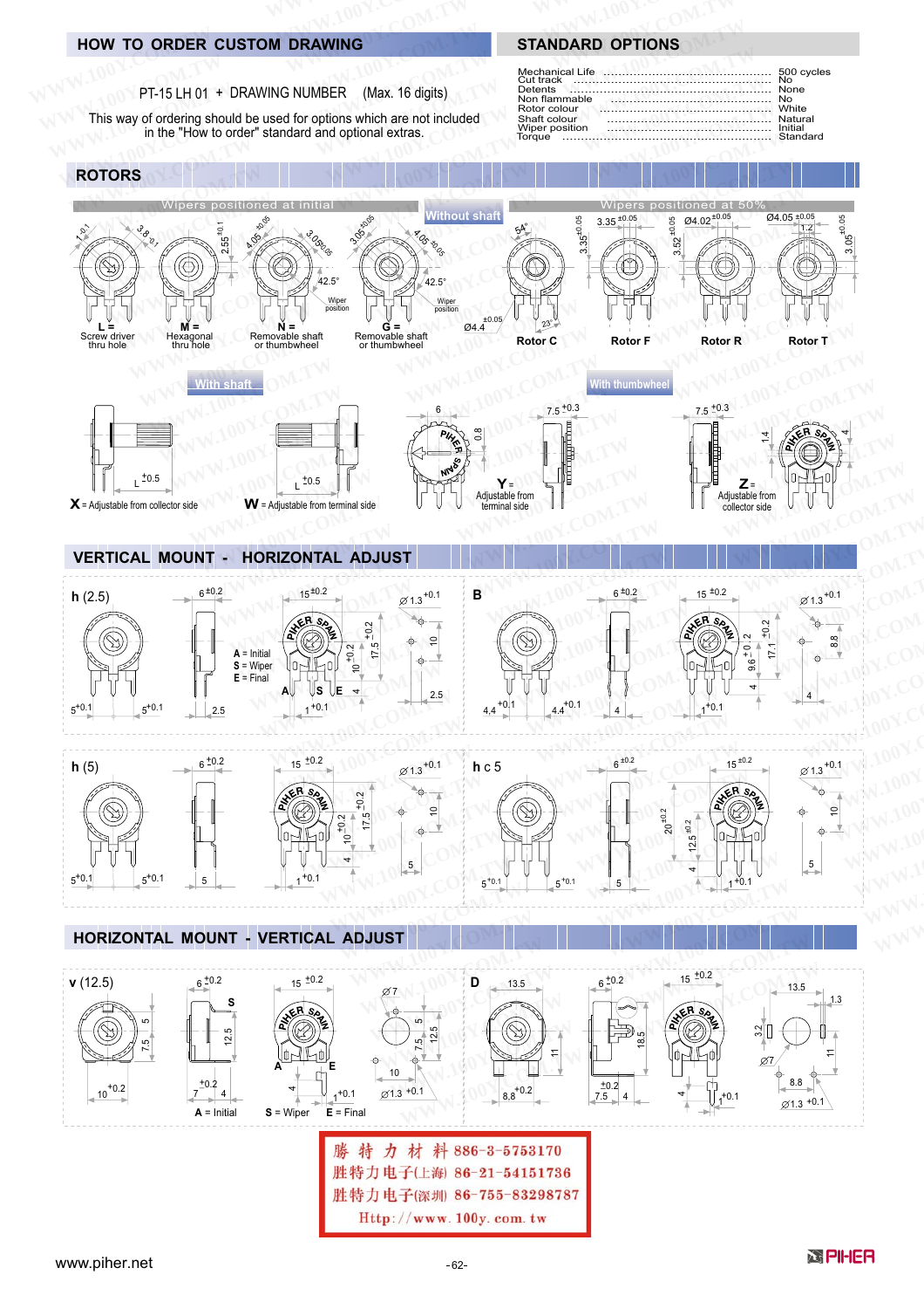## HOW TO ORDER CUSTOM DRAWING

PT-15 LH 01 + DRAWING NUMBER (Max. 16 digits)

This way of ordering should be used for options which are not included in the "How to order" standard and optional extras.

## STANDARD OPTIONS

| | |
|---|---|
| Mechanical Life | 500 cycles |
| Cut track | No |
| Detents | None |
| Non flammable | No |
| Rotor colour | White |
| Shaft colour | Natural |
| Wiper position | Initial |
| Torque | Standard |

## ROTORS

Wipers positioned at initial

L = Screw driver thru hole

M = Hexagonal thru hole

N = Removable shaft or thumbwheel

G = Removable shaft or thumbwheel

Without shaft

Wipers positioned at 50%

Rotor C

Rotor F

Rotor R

Rotor T

With shaft

X = Adjustable from collector side

W = Adjustable from terminal side

With thumbwheel

Y = Adjustable from terminal side

Z = Adjustable from collector side

## VERTICAL MOUNT - HORIZONTAL ADJUST

h (2.5)

A = Initial
S = Wiper
E = Final

B

h (5)

h c 5

## HORIZONTAL MOUNT - VERTICAL ADJUST

v (12.5)

A = Initial S = Wiper E = Final

D

勝 特 力 材 料 886-3-5753170
胜特力电子(上海) 86-21-54151736
胜特力电子(深圳) 86-755-83298787
Http://www. 100y. com. tw

www.piher.net

PIHER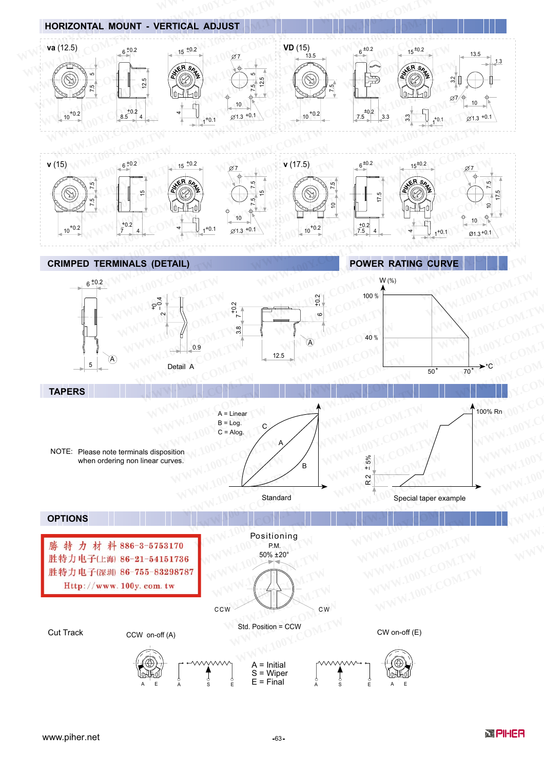## HORIZONTAL MOUNT - VERTICAL ADJUST

va (12.5)

VD (15)

v (15)

v (17.5)

## CRIMPED TERMINALS (DETAIL)

Detail A

## POWER RATING CURVE

## TAPERS

A = Linear
B = Log.
C = Alog.

NOTE: Please note terminals disposition when ordering non linear curves.

Standard

Special taper example

## OPTIONS

勝 特 力 材 料 886-3-5753170
胜特力电子(上海) 86-21-54151736
胜特力电子(深圳) 86-755-83298787
Http://www.100y.com.tw

Positioning
P.M.
50% ±20°

CCW CW

Std. Position = CCW

Cut Track

CCW on-off (A)

CW on-off (E)

A = Initial
S = Wiper
E = Final

www.piher.net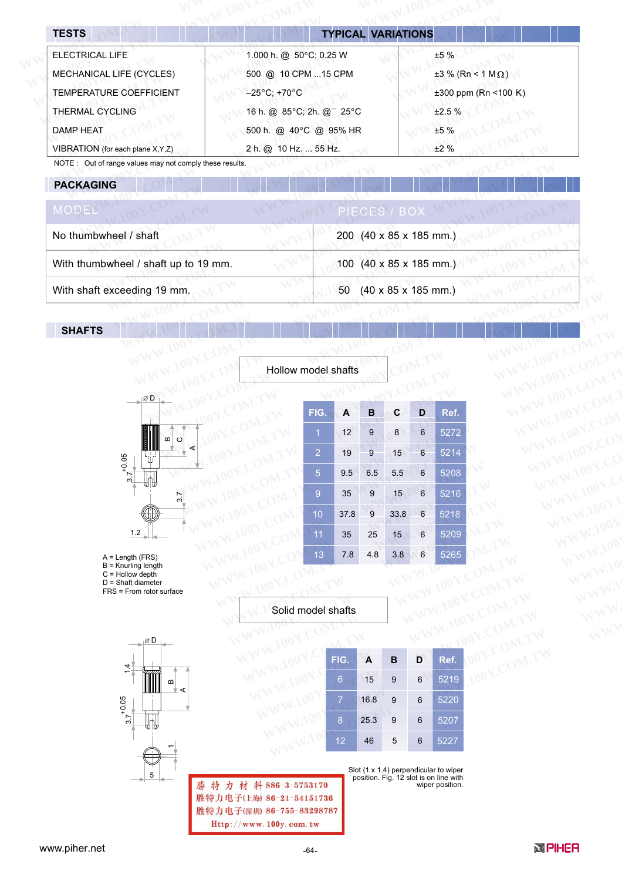## TESTS

| TESTS | TYPICAL VARIATIONS | |
|---|---|---|
| ELECTRICAL LIFE | 1.000 h. @ 50°C; 0.25 W | ±5 % |
| MECHANICAL LIFE (CYCLES) | 500 @ 10 CPM ...15 CPM | ±3 % (Rn < 1 MΩ) |
| TEMPERATURE COEFFICIENT | –25°C; +70°C | ±300 ppm (Rn <100 K) |
| THERMAL CYCLING | 16 h. @ 85°C; 2h. @⁻ 25°C | ±2.5 % |
| DAMP HEAT | 500 h. @ 40°C @ 95% HR | ±5 % |
| VIBRATION (for each plane X,Y,Z) | 2 h. @ 10 Hz. ... 55 Hz. | ±2 % |

NOTE : Out of range values may not comply these results.

## PACKAGING

| MODEL | PIECES / BOX |
|---|---|
| No thumbwheel / shaft | 200 (40 x 85 x 185 mm.) |
| With thumbwheel / shaft up to 19 mm. | 100 (40 x 85 x 185 mm.) |
| With shaft exceeding 19 mm. | 50 (40 x 85 x 185 mm.) |

## SHAFTS

### Hollow model shafts

| FIG. | A | B | C | D | Ref. |
|---|---|---|---|---|---|
| 1 | 12 | 9 | 8 | 6 | 5272 |
| 2 | 19 | 9 | 15 | 6 | 5214 |
| 5 | 9.5 | 6.5 | 5.5 | 6 | 5208 |
| 9 | 35 | 9 | 15 | 6 | 5216 |
| 10 | 37.8 | 9 | 33.8 | 6 | 5218 |
| 11 | 35 | 25 | 15 | 6 | 5209 |
| 13 | 7.8 | 4.8 | 3.8 | 6 | 5265 |

ØD, 3.7 +0.05, 3.7, 1.2

A = Length (FRS)
B = Knurling length
C = Hollow depth
D = Shaft diameter
FRS = From rotor surface

### Solid model shafts

| FIG. | A | B | D | Ref. |
|---|---|---|---|---|
| 6 | 15 | 9 | 6 | 5219 |
| 7 | 16.8 | 9 | 6 | 5220 |
| 8 | 25.3 | 9 | 6 | 5207 |
| 12 | 46 | 5 | 6 | 5227 |

ØD, 1.4, 3.7 +0.05, 1, 5

Slot (1 x 1.4) perpendicular to wiper position. Fig. 12 slot is on line with wiper position.

勝 特 力 材 料 886-3-5753170
胜特力电子(上海) 86-21-54151736
胜特力电子(深圳) 86-755-83298787
Http://www.100y.com.tw

www.piher.net

PIHER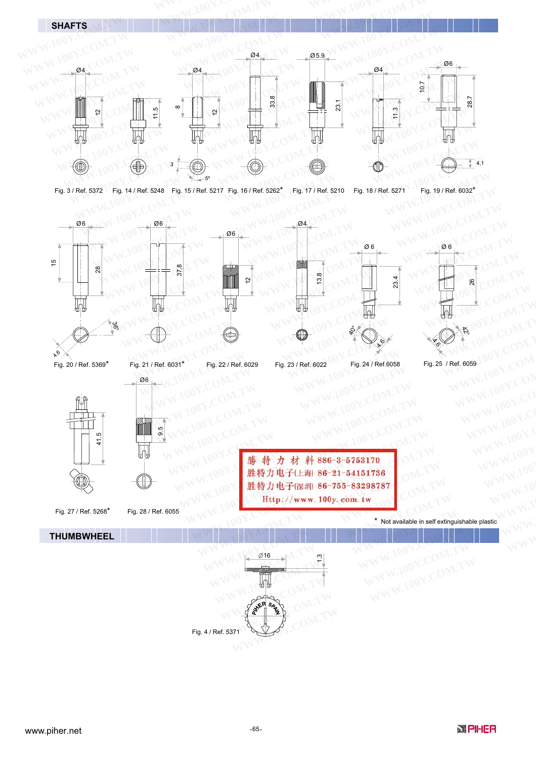## SHAFTS

Ø4
12

Fig. 3 / Ref. 5372

11.5

Fig. 14 / Ref. 5248

Ø4
8
12
3
5°

Fig. 15 / Ref. 5217

Ø4
33.8

Fig. 16 / Ref. 5262*

Ø5.9
23.1

Fig. 17 / Ref. 5210

Ø4
11.3

Fig. 18 / Ref. 5271

Ø6
10.7
28.7
4,1

Fig. 19 / Ref. 6032*

Ø6
15
28
36°
4,6

Fig. 20 / Ref. 5369*

Ø6
37.8

Fig. 21 / Ref. 6031*

Ø6
12

Fig. 22 / Ref. 6029

Ø4
13.8

Fig. 23 / Ref. 6022

Ø 6
23.4
40°
4,6

Fig. 24 / Ref.6058

Ø 6
26
42°
4,6

Fig. 25 / Ref. 6059

41.5

Fig. 27 / Ref. 5268*

Ø6
9.5

Fig. 28 / Ref. 6055

勝 特 力 材 料 886-3-5753170
胜特力电子(上海) 86-21-54151736
胜特力电子(深圳) 86-755-83298787
Http://www.100y.com.tw

\* Not available in self extinguishable plastic

## THUMBWHEEL

Ø16
1.3
PIHER SPAIN

Fig. 4 / Ref. 5371

www.piher.net